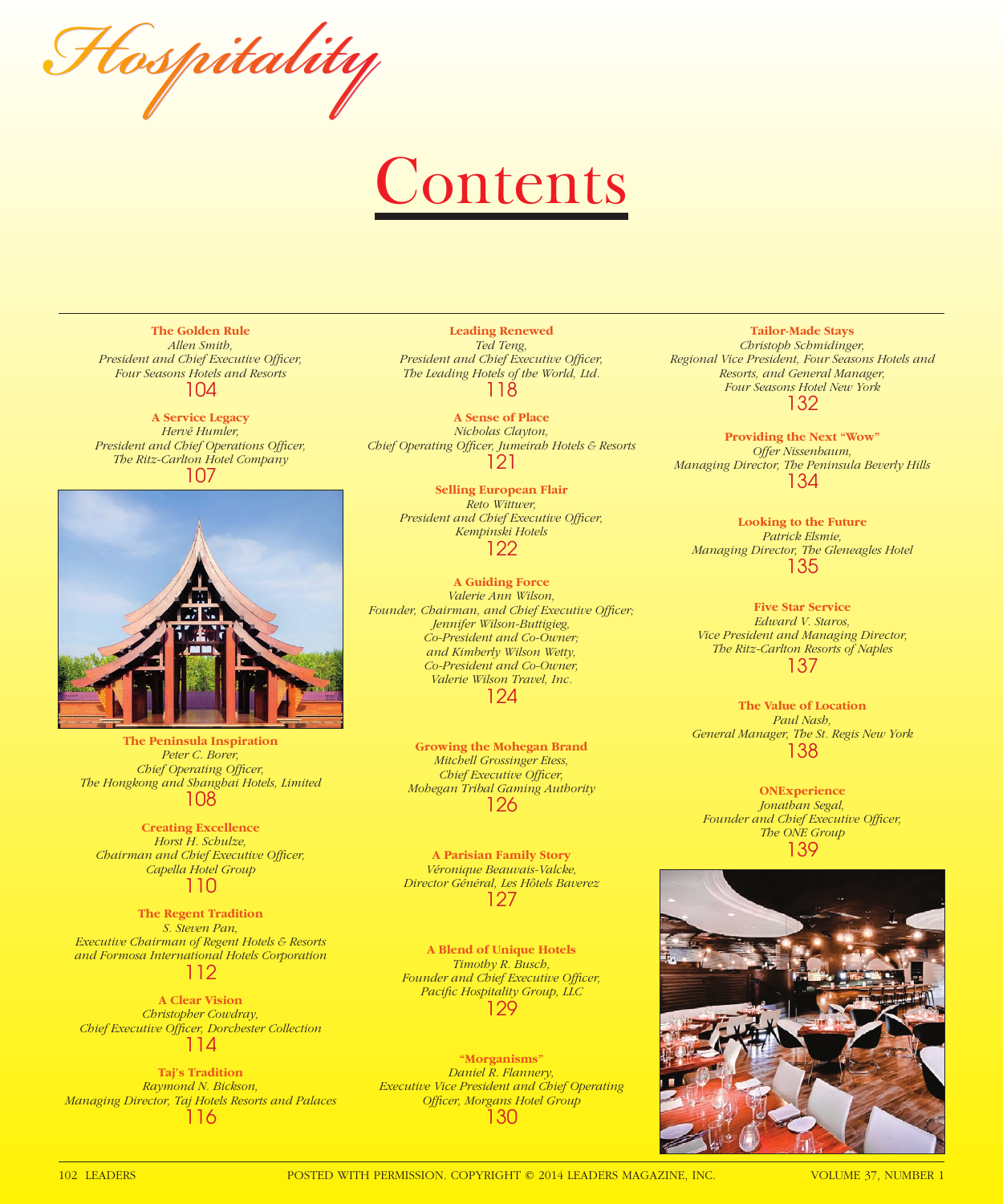# Hospitality

## Contents

**The Golden Rule**
*Allen Smith,*
*President and Chief Executive Officer,*
*Four Seasons Hotels and Resorts*
104

**A Service Legacy**
*Hervé Humler,*
*President and Chief Operations Officer,*
*The Ritz-Carlton Hotel Company*
107

**The Peninsula Inspiration**
*Peter C. Borer,*
*Chief Operating Officer,*
*The Hongkong and Shanghai Hotels, Limited*
108

**Creating Excellence**
*Horst H. Schulze,*
*Chairman and Chief Executive Officer,*
*Capella Hotel Group*
110

**The Regent Tradition**
*S. Steven Pan,*
*Executive Chairman of Regent Hotels & Resorts*
*and Formosa International Hotels Corporation*
112

**A Clear Vision**
*Christopher Cowdray,*
*Chief Executive Officer, Dorchester Collection*
114

**Taj's Tradition**
*Raymond N. Bickson,*
*Managing Director, Taj Hotels Resorts and Palaces*
116

**Leading Renewed**
*Ted Teng,*
*President and Chief Executive Officer,*
*The Leading Hotels of the World, Ltd.*
118

**A Sense of Place**
*Nicholas Clayton,*
*Chief Operating Officer, Jumeirah Hotels & Resorts*
121

**Selling European Flair**
*Reto Wittwer,*
*President and Chief Executive Officer,*
*Kempinski Hotels*
122

**A Guiding Force**
*Valerie Ann Wilson,*
*Founder, Chairman, and Chief Executive Officer;*
*Jennifer Wilson-Buttigieg,*
*Co-President and Co-Owner;*
*and Kimberly Wilson Wetty,*
*Co-President and Co-Owner,*
*Valerie Wilson Travel, Inc.*
124

**Growing the Mohegan Brand**
*Mitchell Grossinger Etess,*
*Chief Executive Officer,*
*Mohegan Tribal Gaming Authority*
126

**A Parisian Family Story**
*Véronique Beauvais-Valcke,*
*Director Général, Les Hôtels Baverez*
127

**A Blend of Unique Hotels**
*Timothy R. Busch,*
*Founder and Chief Executive Officer,*
*Pacific Hospitality Group, LLC*
129

**"Morganisms"**
*Daniel R. Flannery,*
*Executive Vice President and Chief Operating Officer, Morgans Hotel Group*
130

**Tailor-Made Stays**
*Christoph Schmidinger,*
*Regional Vice President, Four Seasons Hotels and Resorts, and General Manager,*
*Four Seasons Hotel New York*
132

**Providing the Next "Wow"**
*Offer Nissenbaum,*
*Managing Director, The Peninsula Beverly Hills*
134

**Looking to the Future**
*Patrick Elsmie,*
*Managing Director, The Gleneagles Hotel*
135

**Five Star Service**
*Edward V. Staros,*
*Vice President and Managing Director,*
*The Ritz-Carlton Resorts of Naples*
137

**The Value of Location**
*Paul Nash,*
*General Manager, The St. Regis New York*
138

**ONExperience**
*Jonathan Segal,*
*Founder and Chief Executive Officer,*
*The ONE Group*
139

POSTED WITH PERMISSION. COPYRIGHT © 2014 LEADERS MAGAZINE, INC.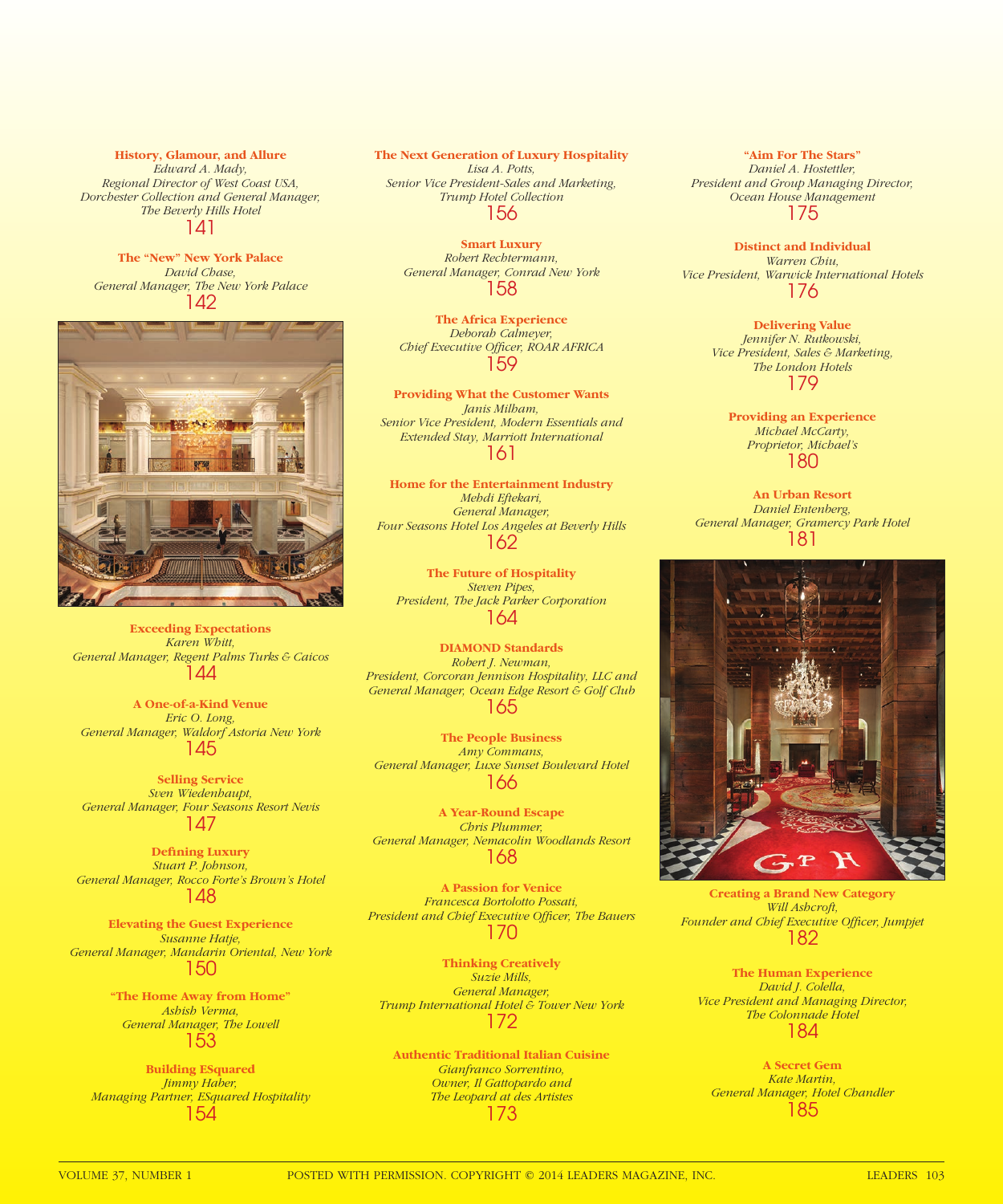**History, Glamour, and Allure**
*Edward A. Mady,*
*Regional Director of West Coast USA,*
*Dorchester Collection and General Manager,*
*The Beverly Hills Hotel*
141

**The "New" New York Palace**
*David Chase,*
*General Manager, The New York Palace*
142

**Exceeding Expectations**
*Karen Whitt,*
*General Manager, Regent Palms Turks & Caicos*
144

**A One-of-a-Kind Venue**
*Eric O. Long,*
*General Manager, Waldorf Astoria New York*
145

**Selling Service**
*Sven Wiedenhaupt,*
*General Manager, Four Seasons Resort Nevis*
147

**Defining Luxury**
*Stuart P. Johnson,*
*General Manager, Rocco Forte's Brown's Hotel*
148

**Elevating the Guest Experience**
*Susanne Hatje,*
*General Manager, Mandarin Oriental, New York*
150

**"The Home Away from Home"**
*Ashish Verma,*
*General Manager, The Lowell*
153

**Building ESquared**
*Jimmy Haber,*
*Managing Partner, ESquared Hospitality*
154

**The Next Generation of Luxury Hospitality**
*Lisa A. Potts,*
*Senior Vice President-Sales and Marketing,*
*Trump Hotel Collection*
156

**Smart Luxury**
*Robert Rechtermann,*
*General Manager, Conrad New York*
158

**The Africa Experience**
*Deborah Calmeyer,*
*Chief Executive Officer, ROAR AFRICA*
159

**Providing What the Customer Wants**
*Janis Milham,*
*Senior Vice President, Modern Essentials and*
*Extended Stay, Marriott International*
161

**Home for the Entertainment Industry**
*Mehdi Eftekari,*
*General Manager,*
*Four Seasons Hotel Los Angeles at Beverly Hills*
162

**The Future of Hospitality**
*Steven Pipes,*
*President, The Jack Parker Corporation*
164

**DIAMOND Standards**
*Robert J. Newman,*
*President, Corcoran Jennison Hospitality, LLC and*
*General Manager, Ocean Edge Resort & Golf Club*
165

**The People Business**
*Amy Commans,*
*General Manager, Luxe Sunset Boulevard Hotel*
166

**A Year-Round Escape**
*Chris Plummer,*
*General Manager, Nemacolin Woodlands Resort*
168

**A Passion for Venice**
*Francesca Bortolotto Possati,*
*President and Chief Executive Officer, The Bauers*
170

**Thinking Creatively**
*Suzie Mills,*
*General Manager,*
*Trump International Hotel & Tower New York*
172

**Authentic Traditional Italian Cuisine**
*Gianfranco Sorrentino,*
*Owner, Il Gattopardo and*
*The Leopard at des Artistes*
173

**"Aim For The Stars"**
*Daniel A. Hostettler,*
*President and Group Managing Director,*
*Ocean House Management*
175

**Distinct and Individual**
*Warren Chiu,*
*Vice President, Warwick International Hotels*
176

**Delivering Value**
*Jennifer N. Rutkowski,*
*Vice President, Sales & Marketing,*
*The London Hotels*
179

**Providing an Experience**
*Michael McCarty,*
*Proprietor, Michael's*
180

**An Urban Resort**
*Daniel Entenberg,*
*General Manager, Gramercy Park Hotel*
181

**Creating a Brand New Category**
*Will Ashcroft,*
*Founder and Chief Executive Officer, Jumpjet*
182

**The Human Experience**
*David J. Colella,*
*Vice President and Managing Director,*
*The Colonnade Hotel*
184

**A Secret Gem**
*Kate Martin,*
*General Manager, Hotel Chandler*
185

POSTED WITH PERMISSION. COPYRIGHT © 2014 LEADERS MAGAZINE, INC.